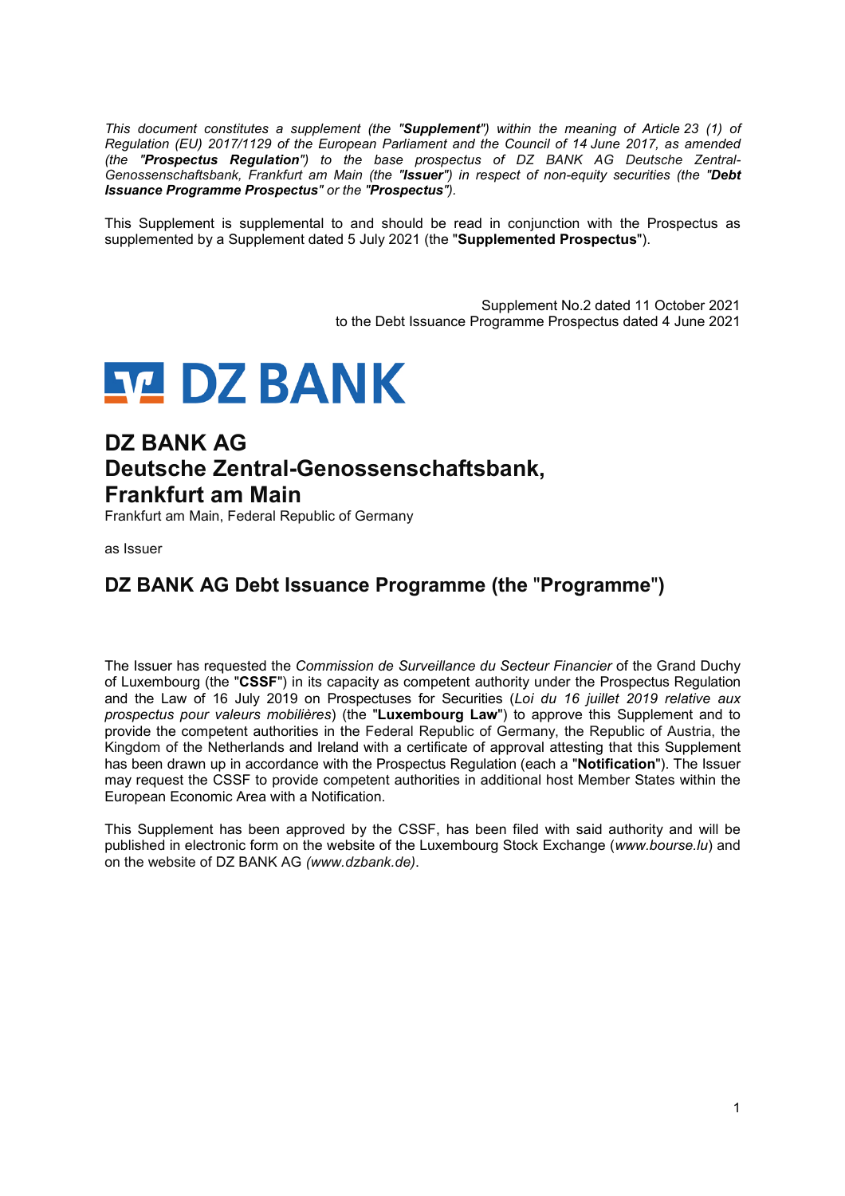*This document constitutes a supplement (the "**Supplement**") within the meaning of Article 23 (1) of Regulation (EU) 2017/1129 of the European Parliament and the Council of 14 June 2017, as amended (the "**Prospectus Regulation**") to the base prospectus of DZ BANK AG Deutsche Zentral-Genossenschaftsbank, Frankfurt am Main (the "**Issuer**") in respect of non-equity securities (the "**Debt Issuance Programme Prospectus**" or the "**Prospectus**").*

This Supplement is supplemental to and should be read in conjunction with the Prospectus as supplemented by a Supplement dated 5 July 2021 (the "**Supplemented Prospectus**").

Supplement No.2 dated 11 October 2021
to the Debt Issuance Programme Prospectus dated 4 June 2021

DZ BANK

# DZ BANK AG
# Deutsche Zentral-Genossenschaftsbank, Frankfurt am Main

Frankfurt am Main, Federal Republic of Germany

as Issuer

## DZ BANK AG Debt Issuance Programme (the "Programme")

The Issuer has requested the *Commission de Surveillance du Secteur Financier* of the Grand Duchy of Luxembourg (the "**CSSF**") in its capacity as competent authority under the Prospectus Regulation and the Law of 16 July 2019 on Prospectuses for Securities (*Loi du 16 juillet 2019 relative aux prospectus pour valeurs mobilières*) (the "**Luxembourg Law**") to approve this Supplement and to provide the competent authorities in the Federal Republic of Germany, the Republic of Austria, the Kingdom of the Netherlands and Ireland with a certificate of approval attesting that this Supplement has been drawn up in accordance with the Prospectus Regulation (each a "**Notification**"). The Issuer may request the CSSF to provide competent authorities in additional host Member States within the European Economic Area with a Notification.

This Supplement has been approved by the CSSF, has been filed with said authority and will be published in electronic form on the website of the Luxembourg Stock Exchange (*www.bourse.lu*) and on the website of DZ BANK AG *(www.dzbank.de)*.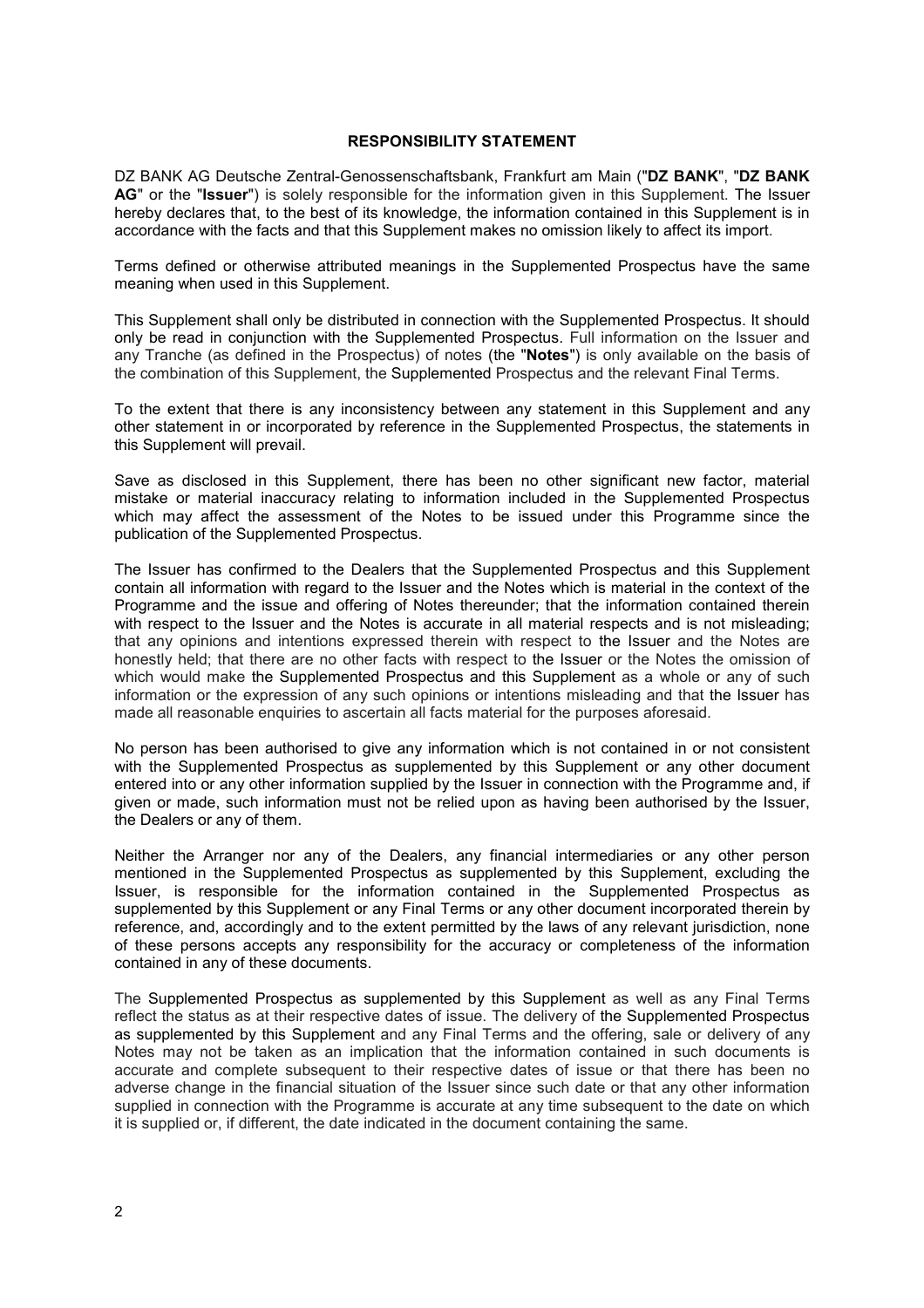## RESPONSIBILITY STATEMENT

DZ BANK AG Deutsche Zentral-Genossenschaftsbank, Frankfurt am Main ("**DZ BANK**", "**DZ BANK AG**" or the "**Issuer**") is solely responsible for the information given in this Supplement. The Issuer hereby declares that, to the best of its knowledge, the information contained in this Supplement is in accordance with the facts and that this Supplement makes no omission likely to affect its import.

Terms defined or otherwise attributed meanings in the Supplemented Prospectus have the same meaning when used in this Supplement.

This Supplement shall only be distributed in connection with the Supplemented Prospectus. It should only be read in conjunction with the Supplemented Prospectus. Full information on the Issuer and any Tranche (as defined in the Prospectus) of notes (the "**Notes**") is only available on the basis of the combination of this Supplement, the Supplemented Prospectus and the relevant Final Terms.

To the extent that there is any inconsistency between any statement in this Supplement and any other statement in or incorporated by reference in the Supplemented Prospectus, the statements in this Supplement will prevail.

Save as disclosed in this Supplement, there has been no other significant new factor, material mistake or material inaccuracy relating to information included in the Supplemented Prospectus which may affect the assessment of the Notes to be issued under this Programme since the publication of the Supplemented Prospectus.

The Issuer has confirmed to the Dealers that the Supplemented Prospectus and this Supplement contain all information with regard to the Issuer and the Notes which is material in the context of the Programme and the issue and offering of Notes thereunder; that the information contained therein with respect to the Issuer and the Notes is accurate in all material respects and is not misleading; that any opinions and intentions expressed therein with respect to the Issuer and the Notes are honestly held; that there are no other facts with respect to the Issuer or the Notes the omission of which would make the Supplemented Prospectus and this Supplement as a whole or any of such information or the expression of any such opinions or intentions misleading and that the Issuer has made all reasonable enquiries to ascertain all facts material for the purposes aforesaid.

No person has been authorised to give any information which is not contained in or not consistent with the Supplemented Prospectus as supplemented by this Supplement or any other document entered into or any other information supplied by the Issuer in connection with the Programme and, if given or made, such information must not be relied upon as having been authorised by the Issuer, the Dealers or any of them.

Neither the Arranger nor any of the Dealers, any financial intermediaries or any other person mentioned in the Supplemented Prospectus as supplemented by this Supplement, excluding the Issuer, is responsible for the information contained in the Supplemented Prospectus as supplemented by this Supplement or any Final Terms or any other document incorporated therein by reference, and, accordingly and to the extent permitted by the laws of any relevant jurisdiction, none of these persons accepts any responsibility for the accuracy or completeness of the information contained in any of these documents.

The Supplemented Prospectus as supplemented by this Supplement as well as any Final Terms reflect the status as at their respective dates of issue. The delivery of the Supplemented Prospectus as supplemented by this Supplement and any Final Terms and the offering, sale or delivery of any Notes may not be taken as an implication that the information contained in such documents is accurate and complete subsequent to their respective dates of issue or that there has been no adverse change in the financial situation of the Issuer since such date or that any other information supplied in connection with the Programme is accurate at any time subsequent to the date on which it is supplied or, if different, the date indicated in the document containing the same.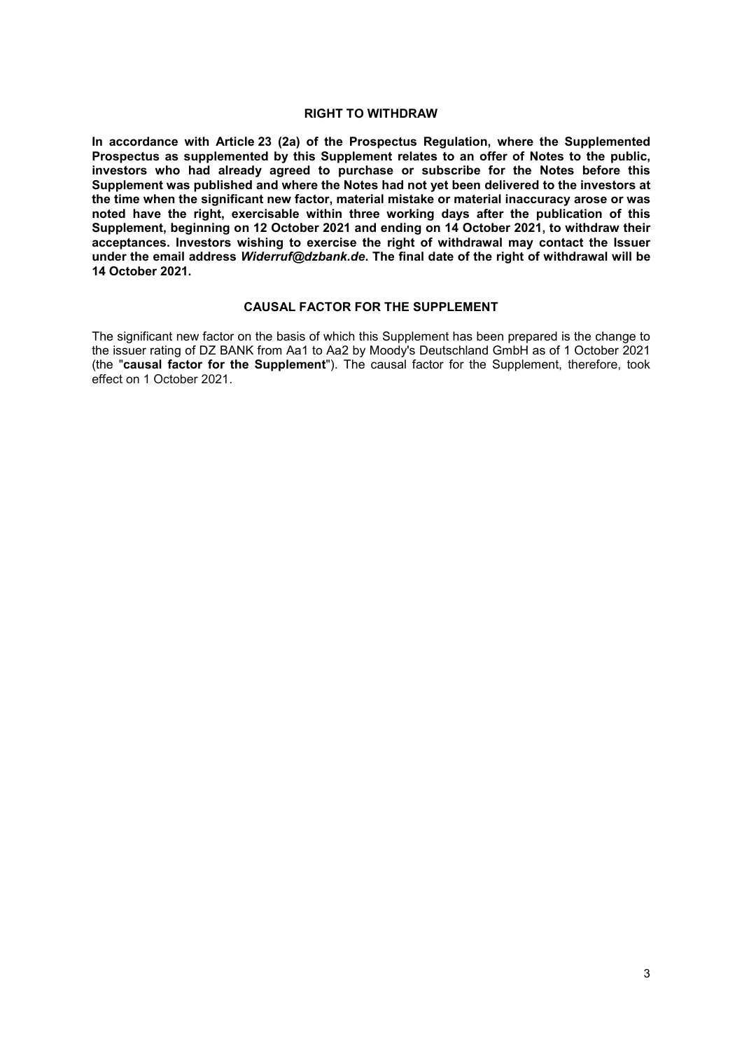## RIGHT TO WITHDRAW

**In accordance with Article 23 (2a) of the Prospectus Regulation, where the Supplemented Prospectus as supplemented by this Supplement relates to an offer of Notes to the public, investors who had already agreed to purchase or subscribe for the Notes before this Supplement was published and where the Notes had not yet been delivered to the investors at the time when the significant new factor, material mistake or material inaccuracy arose or was noted have the right, exercisable within three working days after the publication of this Supplement, beginning on 12 October 2021 and ending on 14 October 2021, to withdraw their acceptances. Investors wishing to exercise the right of withdrawal may contact the Issuer under the email address *Widerruf@dzbank.de*. The final date of the right of withdrawal will be 14 October 2021.**

## CAUSAL FACTOR FOR THE SUPPLEMENT

The significant new factor on the basis of which this Supplement has been prepared is the change to the issuer rating of DZ BANK from Aa1 to Aa2 by Moody's Deutschland GmbH as of 1 October 2021 (the "**causal factor for the Supplement**"). The causal factor for the Supplement, therefore, took effect on 1 October 2021.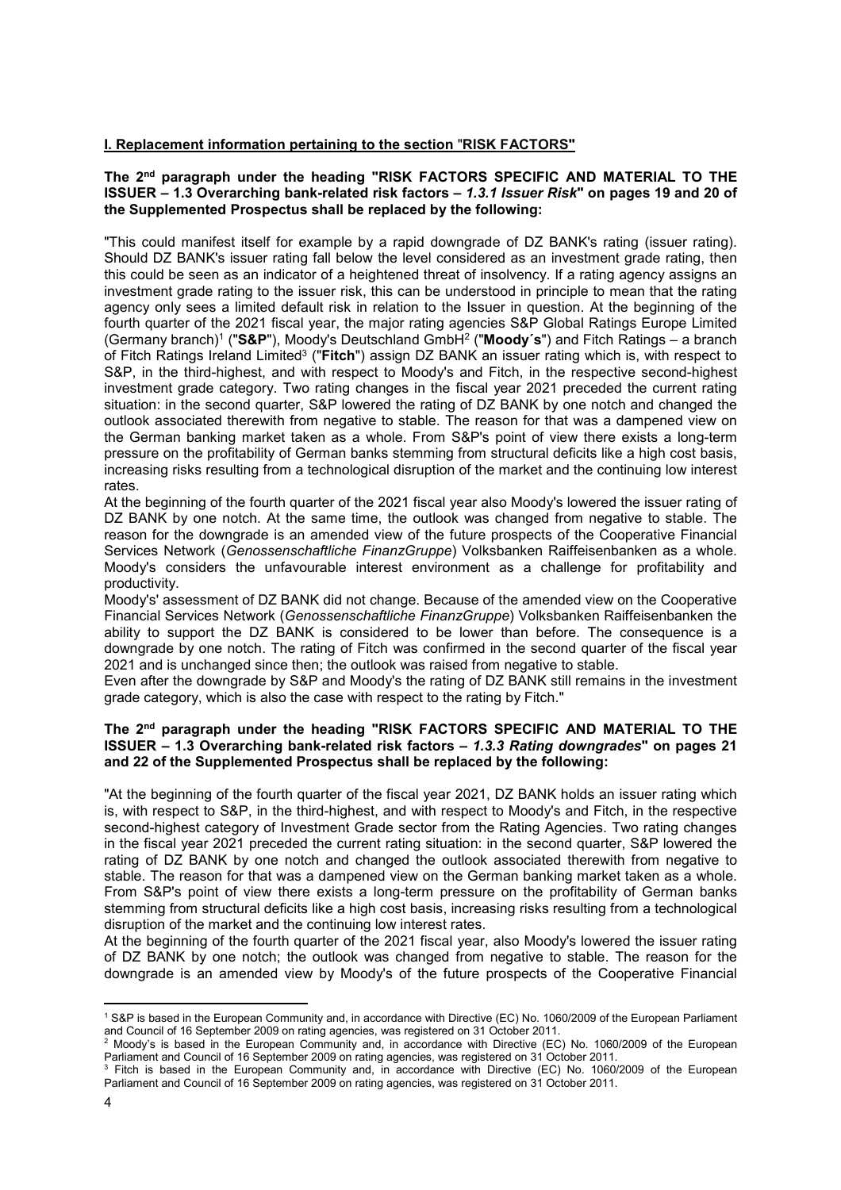**I. Replacement information pertaining to the section "RISK FACTORS"**

**The 2nd paragraph under the heading "RISK FACTORS SPECIFIC AND MATERIAL TO THE ISSUER – 1.3 Overarching bank-related risk factors – *1.3.1 Issuer Risk*" on pages 19 and 20 of the Supplemented Prospectus shall be replaced by the following:**

"This could manifest itself for example by a rapid downgrade of DZ BANK's rating (issuer rating). Should DZ BANK's issuer rating fall below the level considered as an investment grade rating, then this could be seen as an indicator of a heightened threat of insolvency. If a rating agency assigns an investment grade rating to the issuer risk, this can be understood in principle to mean that the rating agency only sees a limited default risk in relation to the Issuer in question. At the beginning of the fourth quarter of the 2021 fiscal year, the major rating agencies S&P Global Ratings Europe Limited (Germany branch)[1] ("**S&P**"), Moody's Deutschland GmbH[2] ("**Moody´s**") and Fitch Ratings – a branch of Fitch Ratings Ireland Limited[3] ("**Fitch**") assign DZ BANK an issuer rating which is, with respect to S&P, in the third-highest, and with respect to Moody's and Fitch, in the respective second-highest investment grade category. Two rating changes in the fiscal year 2021 preceded the current rating situation: in the second quarter, S&P lowered the rating of DZ BANK by one notch and changed the outlook associated therewith from negative to stable. The reason for that was a dampened view on the German banking market taken as a whole. From S&P's point of view there exists a long-term pressure on the profitability of German banks stemming from structural deficits like a high cost basis, increasing risks resulting from a technological disruption of the market and the continuing low interest rates.

At the beginning of the fourth quarter of the 2021 fiscal year also Moody's lowered the issuer rating of DZ BANK by one notch. At the same time, the outlook was changed from negative to stable. The reason for the downgrade is an amended view of the future prospects of the Cooperative Financial Services Network (*Genossenschaftliche FinanzGruppe*) Volksbanken Raiffeisenbanken as a whole. Moody's considers the unfavourable interest environment as a challenge for profitability and productivity.

Moody's' assessment of DZ BANK did not change. Because of the amended view on the Cooperative Financial Services Network (*Genossenschaftliche FinanzGruppe*) Volksbanken Raiffeisenbanken the ability to support the DZ BANK is considered to be lower than before. The consequence is a downgrade by one notch. The rating of Fitch was confirmed in the second quarter of the fiscal year 2021 and is unchanged since then; the outlook was raised from negative to stable.

Even after the downgrade by S&P and Moody's the rating of DZ BANK still remains in the investment grade category, which is also the case with respect to the rating by Fitch."

**The 2nd paragraph under the heading "RISK FACTORS SPECIFIC AND MATERIAL TO THE ISSUER – 1.3 Overarching bank-related risk factors – *1.3.3 Rating downgrades*" on pages 21 and 22 of the Supplemented Prospectus shall be replaced by the following:**

"At the beginning of the fourth quarter of the fiscal year 2021, DZ BANK holds an issuer rating which is, with respect to S&P, in the third-highest, and with respect to Moody's and Fitch, in the respective second-highest category of Investment Grade sector from the Rating Agencies. Two rating changes in the fiscal year 2021 preceded the current rating situation: in the second quarter, S&P lowered the rating of DZ BANK by one notch and changed the outlook associated therewith from negative to stable. The reason for that was a dampened view on the German banking market taken as a whole. From S&P's point of view there exists a long-term pressure on the profitability of German banks stemming from structural deficits like a high cost basis, increasing risks resulting from a technological disruption of the market and the continuing low interest rates.

At the beginning of the fourth quarter of the 2021 fiscal year, also Moody's lowered the issuer rating of DZ BANK by one notch; the outlook was changed from negative to stable. The reason for the downgrade is an amended view by Moody's of the future prospects of the Cooperative Financial

---

[1] S&P is based in the European Community and, in accordance with Directive (EC) No. 1060/2009 of the European Parliament and Council of 16 September 2009 on rating agencies, was registered on 31 October 2011.

[2] Moody's is based in the European Community and, in accordance with Directive (EC) No. 1060/2009 of the European Parliament and Council of 16 September 2009 on rating agencies, was registered on 31 October 2011.

[3] Fitch is based in the European Community and, in accordance with Directive (EC) No. 1060/2009 of the European Parliament and Council of 16 September 2009 on rating agencies, was registered on 31 October 2011.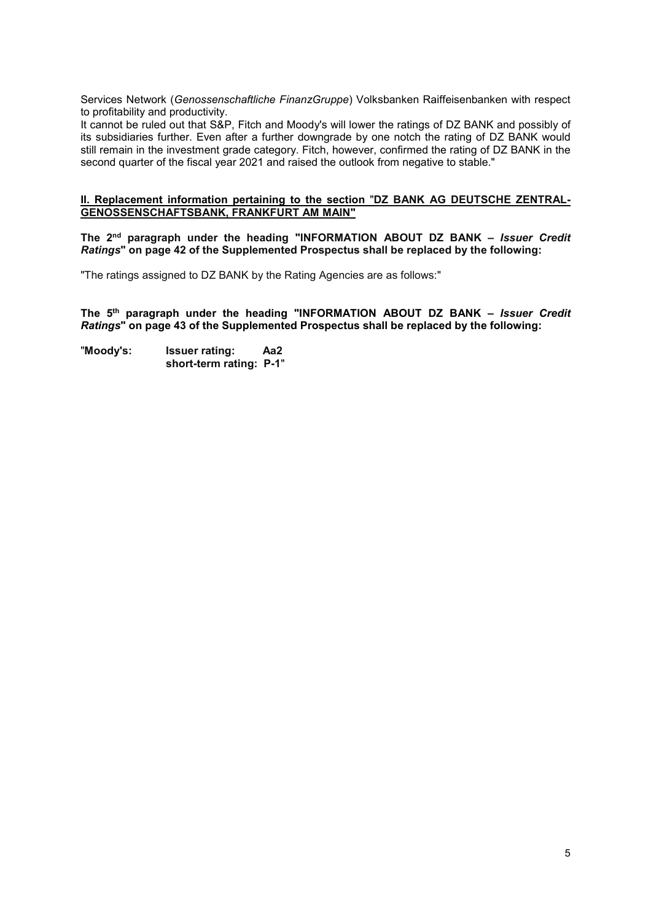Services Network (*Genossenschaftliche FinanzGruppe*) Volksbanken Raiffeisenbanken with respect to profitability and productivity.

It cannot be ruled out that S&P, Fitch and Moody's will lower the ratings of DZ BANK and possibly of its subsidiaries further. Even after a further downgrade by one notch the rating of DZ BANK would still remain in the investment grade category. Fitch, however, confirmed the rating of DZ BANK in the second quarter of the fiscal year 2021 and raised the outlook from negative to stable."

## II. Replacement information pertaining to the section "DZ BANK AG DEUTSCHE ZENTRAL-GENOSSENSCHAFTSBANK, FRANKFURT AM MAIN"

**The 2nd paragraph under the heading "INFORMATION ABOUT DZ BANK – *Issuer Credit Ratings*" on page 42 of the Supplemented Prospectus shall be replaced by the following:**

"The ratings assigned to DZ BANK by the Rating Agencies are as follows:"

**The 5th paragraph under the heading "INFORMATION ABOUT DZ BANK – *Issuer Credit Ratings*" on page 43 of the Supplemented Prospectus shall be replaced by the following:**

"**Moody's:** **Issuer rating:** **Aa2**
**short-term rating:** **P-1**"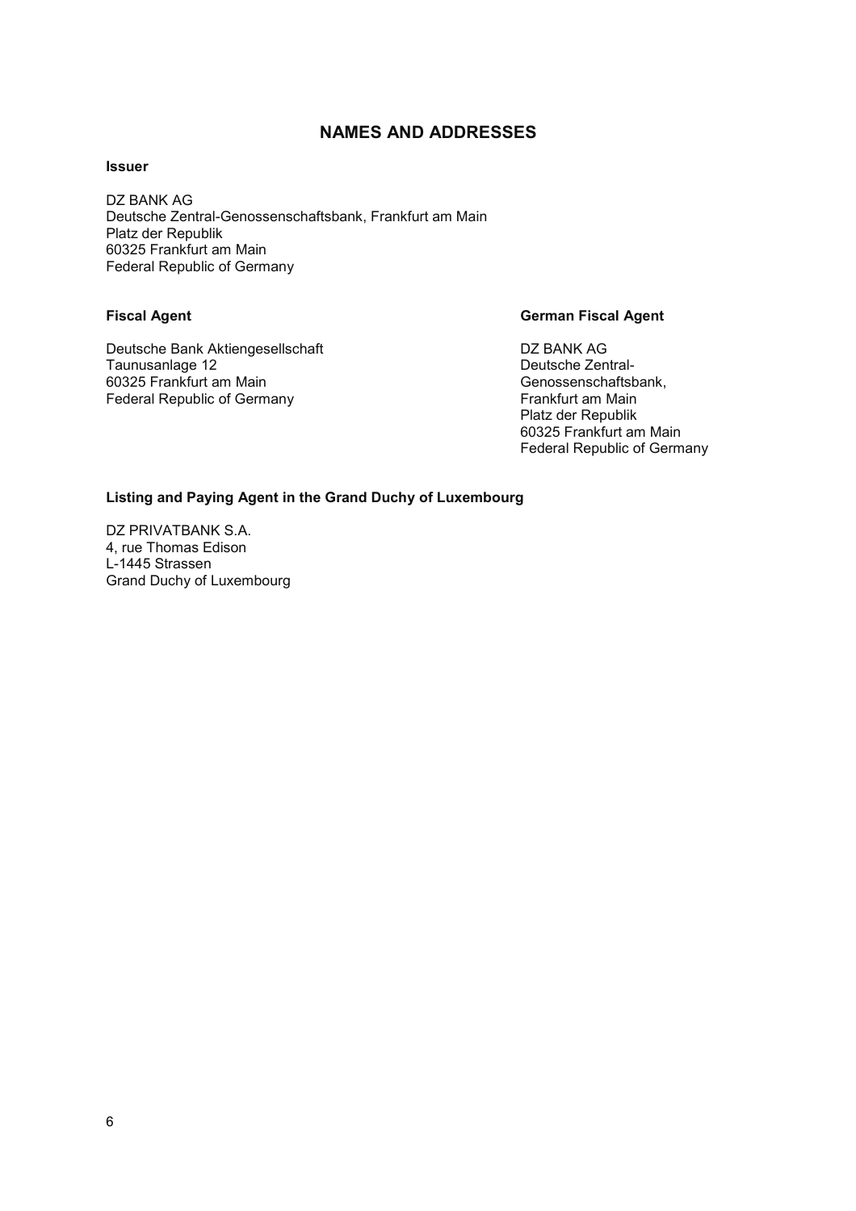# NAMES AND ADDRESSES

**Issuer**

DZ BANK AG  
Deutsche Zentral-Genossenschaftsbank, Frankfurt am Main  
Platz der Republik  
60325 Frankfurt am Main  
Federal Republic of Germany

**Fiscal Agent**

Deutsche Bank Aktiengesellschaft  
Taunusanlage 12  
60325 Frankfurt am Main  
Federal Republic of Germany

**German Fiscal Agent**

DZ BANK AG  
Deutsche Zentral-Genossenschaftsbank,  
Frankfurt am Main  
Platz der Republik  
60325 Frankfurt am Main  
Federal Republic of Germany

**Listing and Paying Agent in the Grand Duchy of Luxembourg**

DZ PRIVATBANK S.A.  
4, rue Thomas Edison  
L-1445 Strassen  
Grand Duchy of Luxembourg